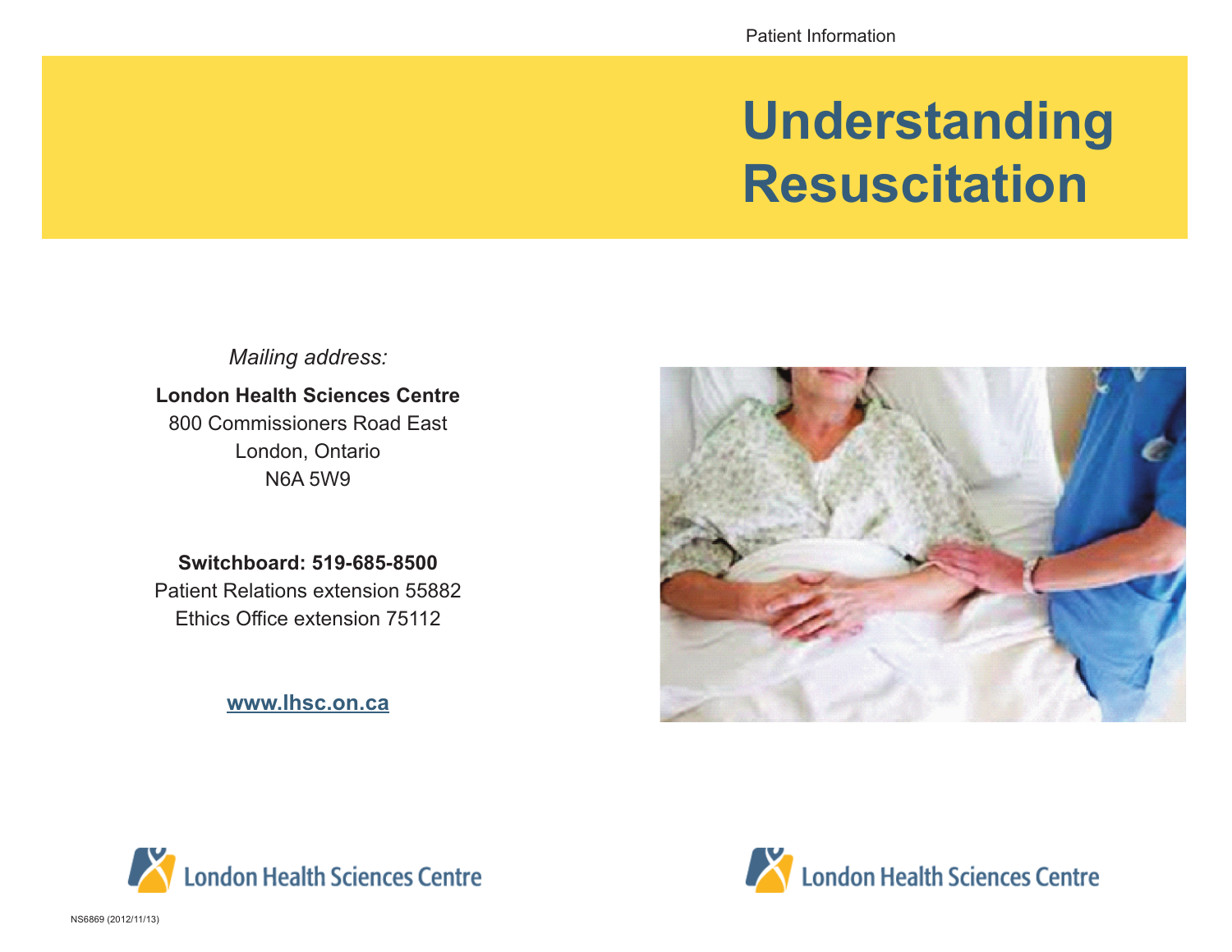Patient Information

# Understanding Resuscitation

*Mailing address:*

**London Health Sciences Centre**
800 Commissioners Road East
London, Ontario
N6A 5W9

**Switchboard: 519-685-8500**
Patient Relations extension 55882
Ethics Office extension 75112

www.lhsc.on.ca

London Health Sciences Centre

London Health Sciences Centre

NS6869 (2012/11/13)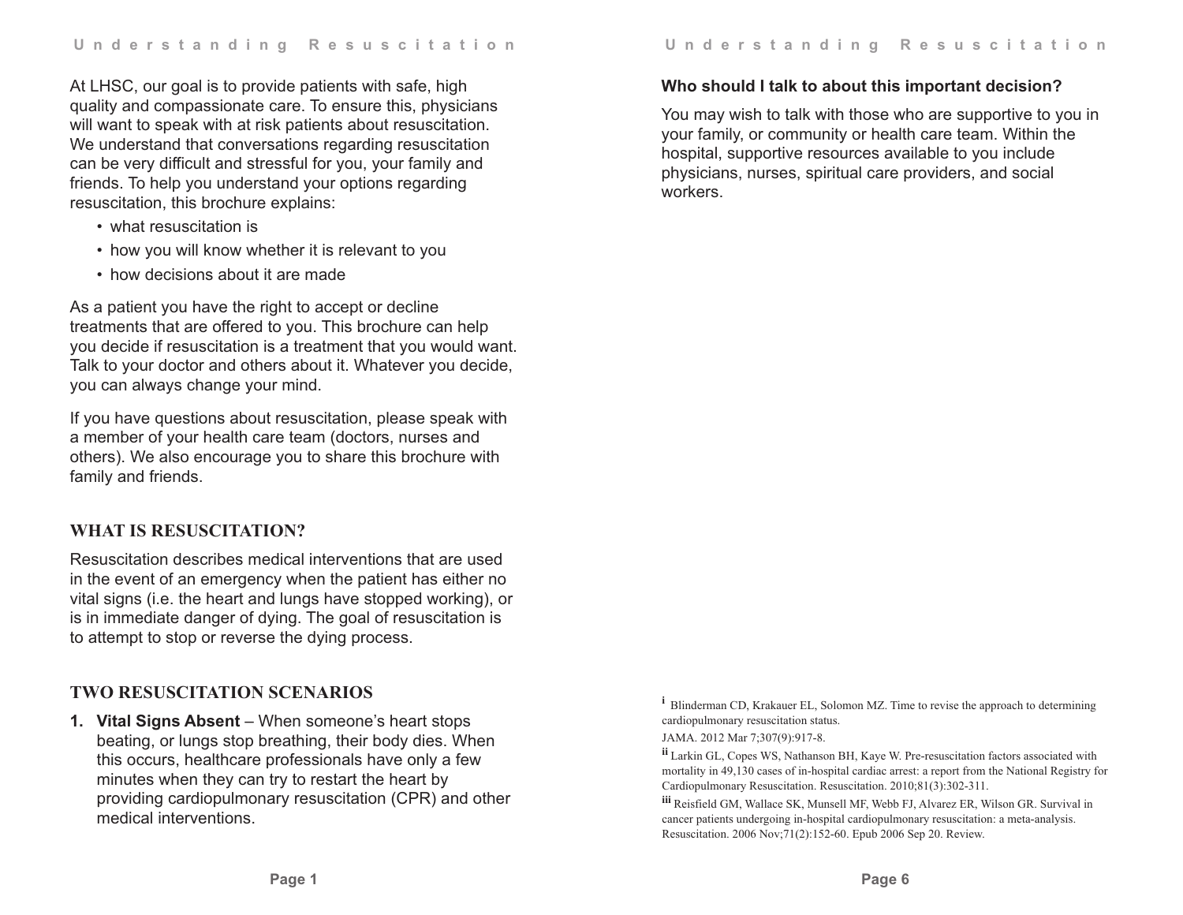At LHSC, our goal is to provide patients with safe, high quality and compassionate care. To ensure this, physicians will want to speak with at risk patients about resuscitation. We understand that conversations regarding resuscitation can be very difficult and stressful for you, your family and friends. To help you understand your options regarding resuscitation, this brochure explains:

- what resuscitation is
- how you will know whether it is relevant to you
- how decisions about it are made

As a patient you have the right to accept or decline treatments that are offered to you. This brochure can help you decide if resuscitation is a treatment that you would want. Talk to your doctor and others about it. Whatever you decide, you can always change your mind.

If you have questions about resuscitation, please speak with a member of your health care team (doctors, nurses and others). We also encourage you to share this brochure with family and friends.

## WHAT IS RESUSCITATION?

Resuscitation describes medical interventions that are used in the event of an emergency when the patient has either no vital signs (i.e. the heart and lungs have stopped working), or is in immediate danger of dying. The goal of resuscitation is to attempt to stop or reverse the dying process.

## TWO RESUSCITATION SCENARIOS

1. **Vital Signs Absent** – When someone's heart stops beating, or lungs stop breathing, their body dies. When this occurs, healthcare professionals have only a few minutes when they can try to restart the heart by providing cardiopulmonary resuscitation (CPR) and other medical interventions.

**Who should I talk to about this important decision?**

You may wish to talk with those who are supportive to you in your family, or community or health care team. Within the hospital, supportive resources available to you include physicians, nurses, spiritual care providers, and social workers.

[i] Blinderman CD, Krakauer EL, Solomon MZ. Time to revise the approach to determining cardiopulmonary resuscitation status.
JAMA. 2012 Mar 7;307(9):917-8.

[ii] Larkin GL, Copes WS, Nathanson BH, Kaye W. Pre-resuscitation factors associated with mortality in 49,130 cases of in-hospital cardiac arrest: a report from the National Registry for Cardiopulmonary Resuscitation. Resuscitation. 2010;81(3):302-311.

[iii] Reisfield GM, Wallace SK, Munsell MF, Webb FJ, Alvarez ER, Wilson GR. Survival in cancer patients undergoing in-hospital cardiopulmonary resuscitation: a meta-analysis. Resuscitation. 2006 Nov;71(2):152-60. Epub 2006 Sep 20. Review.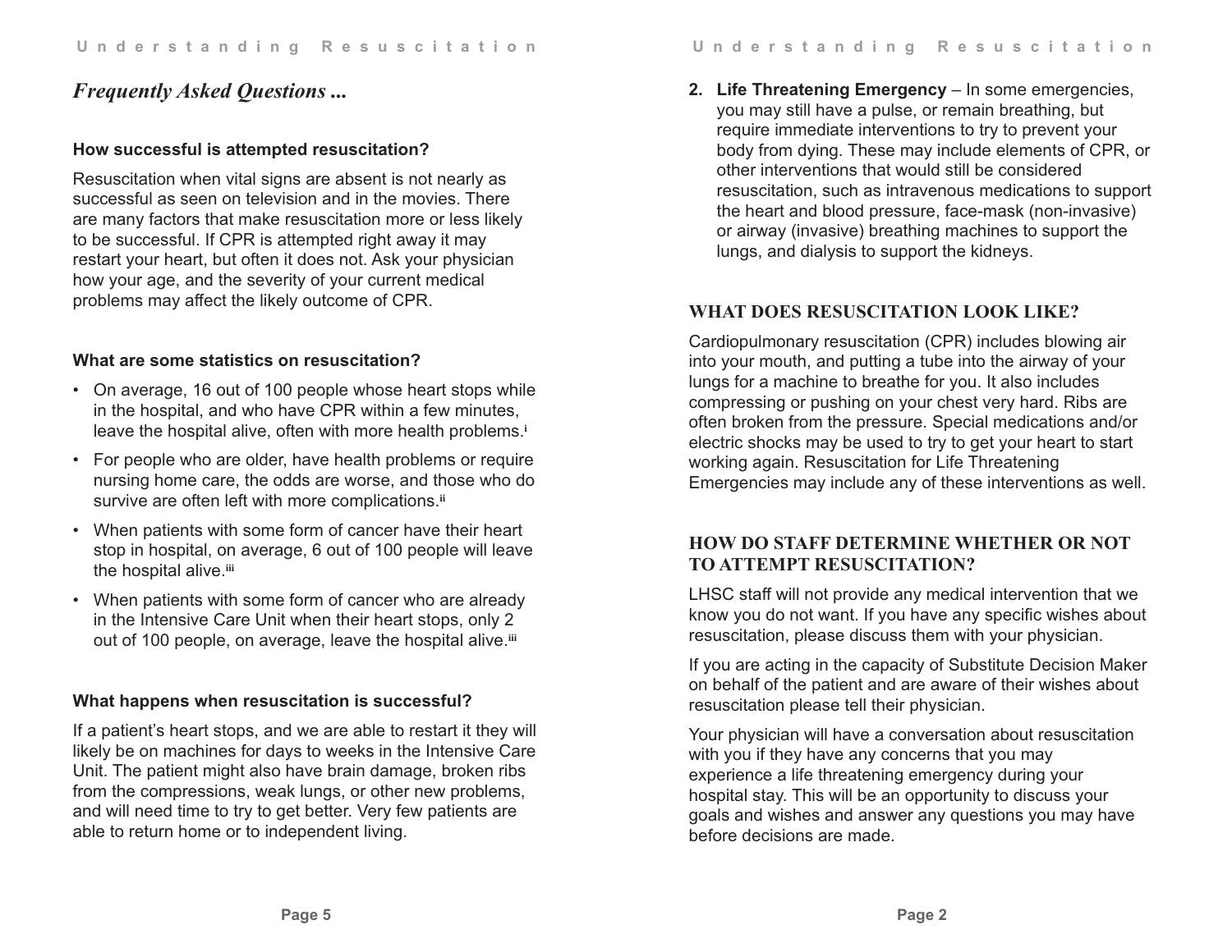## *Frequently Asked Questions ...*

**How successful is attempted resuscitation?**

Resuscitation when vital signs are absent is not nearly as successful as seen on television and in the movies. There are many factors that make resuscitation more or less likely to be successful. If CPR is attempted right away it may restart your heart, but often it does not. Ask your physician how your age, and the severity of your current medical problems may affect the likely outcome of CPR.

**What are some statistics on resuscitation?**

- On average, 16 out of 100 people whose heart stops while in the hospital, and who have CPR within a few minutes, leave the hospital alive, often with more health problems.[i]
- For people who are older, have health problems or require nursing home care, the odds are worse, and those who do survive are often left with more complications.[ii]
- When patients with some form of cancer have their heart stop in hospital, on average, 6 out of 100 people will leave the hospital alive.[iii]
- When patients with some form of cancer who are already in the Intensive Care Unit when their heart stops, only 2 out of 100 people, on average, leave the hospital alive.[iii]

**What happens when resuscitation is successful?**

If a patient's heart stops, and we are able to restart it they will likely be on machines for days to weeks in the Intensive Care Unit. The patient might also have brain damage, broken ribs from the compressions, weak lungs, or other new problems, and will need time to try to get better. Very few patients are able to return home or to independent living.

2. **Life Threatening Emergency** – In some emergencies, you may still have a pulse, or remain breathing, but require immediate interventions to try to prevent your body from dying. These may include elements of CPR, or other interventions that would still be considered resuscitation, such as intravenous medications to support the heart and blood pressure, face-mask (non-invasive) or airway (invasive) breathing machines to support the lungs, and dialysis to support the kidneys.

### WHAT DOES RESUSCITATION LOOK LIKE?

Cardiopulmonary resuscitation (CPR) includes blowing air into your mouth, and putting a tube into the airway of your lungs for a machine to breathe for you. It also includes compressing or pushing on your chest very hard. Ribs are often broken from the pressure. Special medications and/or electric shocks may be used to try to get your heart to start working again. Resuscitation for Life Threatening Emergencies may include any of these interventions as well.

### HOW DO STAFF DETERMINE WHETHER OR NOT TO ATTEMPT RESUSCITATION?

LHSC staff will not provide any medical intervention that we know you do not want. If you have any specific wishes about resuscitation, please discuss them with your physician.

If you are acting in the capacity of Substitute Decision Maker on behalf of the patient and are aware of their wishes about resuscitation please tell their physician.

Your physician will have a conversation about resuscitation with you if they have any concerns that you may experience a life threatening emergency during your hospital stay. This will be an opportunity to discuss your goals and wishes and answer any questions you may have before decisions are made.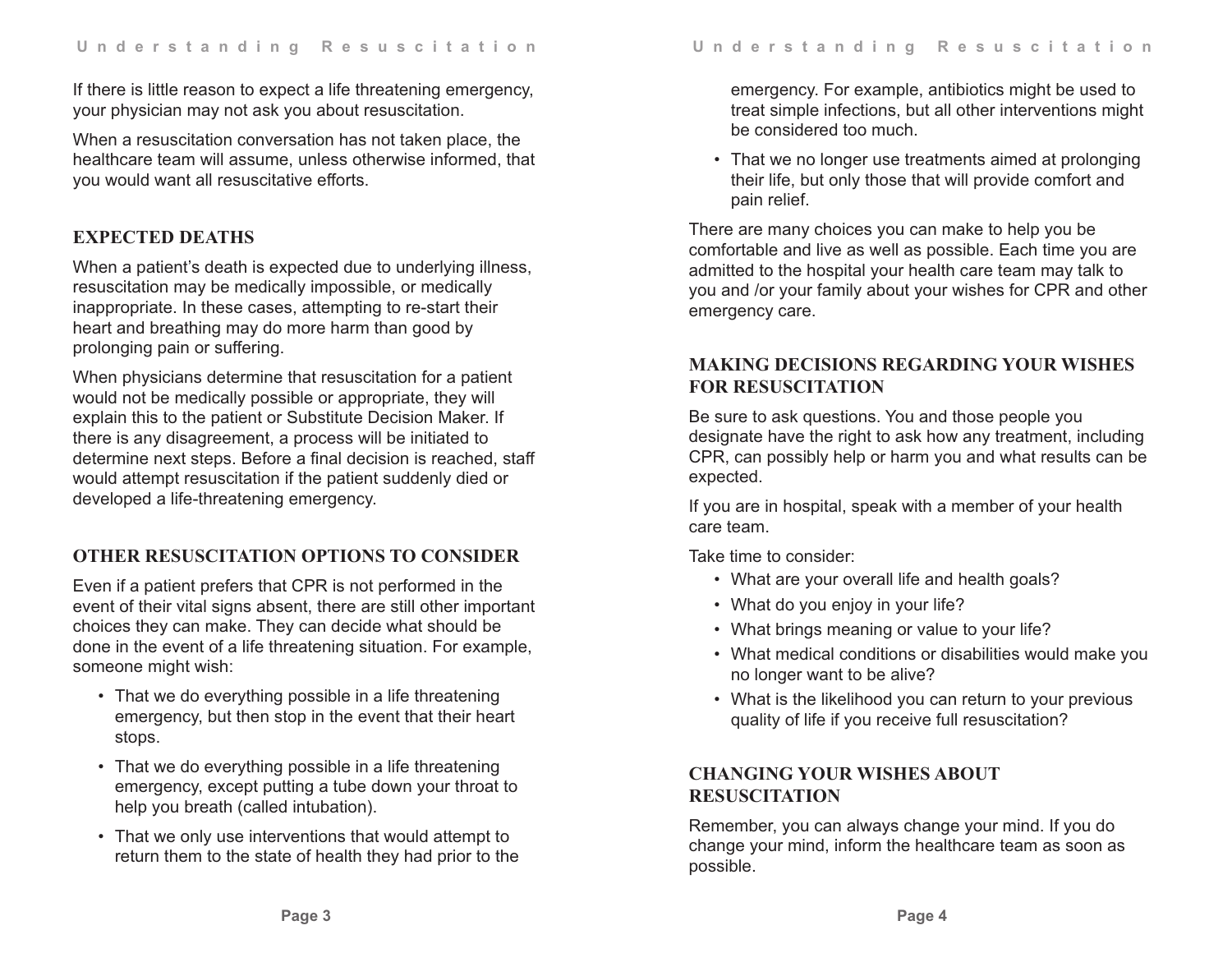If there is little reason to expect a life threatening emergency, your physician may not ask you about resuscitation.

When a resuscitation conversation has not taken place, the healthcare team will assume, unless otherwise informed, that you would want all resuscitative efforts.

## EXPECTED DEATHS

When a patient's death is expected due to underlying illness, resuscitation may be medically impossible, or medically inappropriate. In these cases, attempting to re-start their heart and breathing may do more harm than good by prolonging pain or suffering.

When physicians determine that resuscitation for a patient would not be medically possible or appropriate, they will explain this to the patient or Substitute Decision Maker. If there is any disagreement, a process will be initiated to determine next steps. Before a final decision is reached, staff would attempt resuscitation if the patient suddenly died or developed a life-threatening emergency.

## OTHER RESUSCITATION OPTIONS TO CONSIDER

Even if a patient prefers that CPR is not performed in the event of their vital signs absent, there are still other important choices they can make. They can decide what should be done in the event of a life threatening situation. For example, someone might wish:

- That we do everything possible in a life threatening emergency, but then stop in the event that their heart stops.
- That we do everything possible in a life threatening emergency, except putting a tube down your throat to help you breath (called intubation).
- That we only use interventions that would attempt to return them to the state of health they had prior to the emergency. For example, antibiotics might be used to treat simple infections, but all other interventions might be considered too much.
- That we no longer use treatments aimed at prolonging their life, but only those that will provide comfort and pain relief.

There are many choices you can make to help you be comfortable and live as well as possible. Each time you are admitted to the hospital your health care team may talk to you and /or your family about your wishes for CPR and other emergency care.

## MAKING DECISIONS REGARDING YOUR WISHES FOR RESUSCITATION

Be sure to ask questions. You and those people you designate have the right to ask how any treatment, including CPR, can possibly help or harm you and what results can be expected.

If you are in hospital, speak with a member of your health care team.

Take time to consider:

- What are your overall life and health goals?
- What do you enjoy in your life?
- What brings meaning or value to your life?
- What medical conditions or disabilities would make you no longer want to be alive?
- What is the likelihood you can return to your previous quality of life if you receive full resuscitation?

## CHANGING YOUR WISHES ABOUT RESUSCITATION

Remember, you can always change your mind. If you do change your mind, inform the healthcare team as soon as possible.